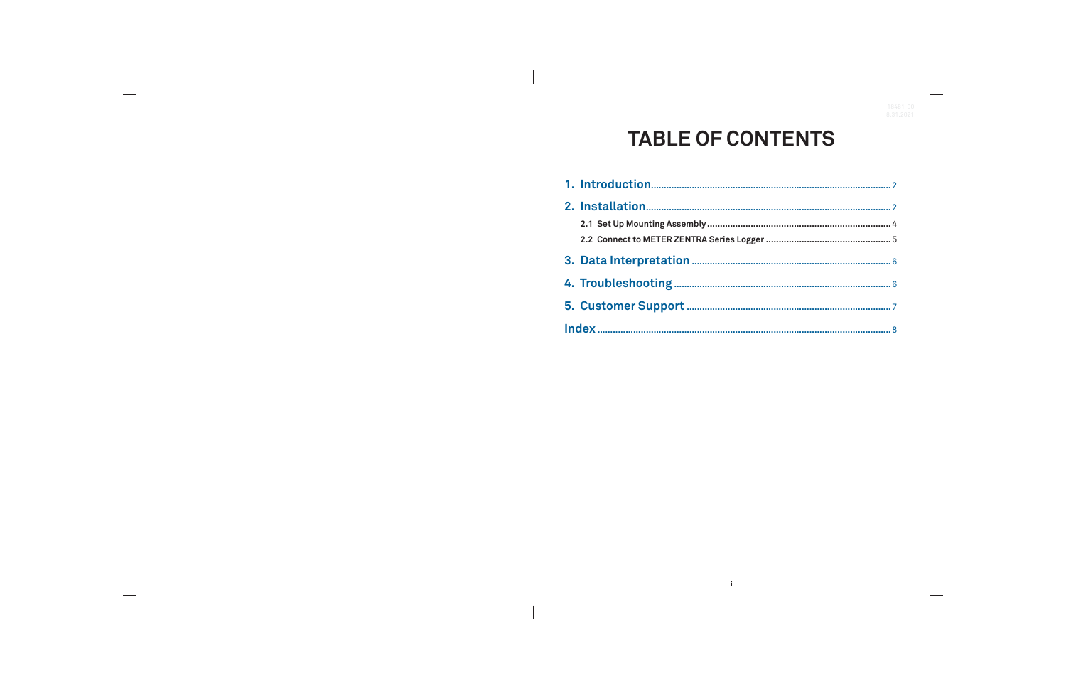# TABLE OF CONTENTS

**1. Introduction** .......... 2

**2. Installation** .......... 2

- **2.1 Set Up Mounting Assembly** .......... 4
- **2.2 Connect to METER ZENTRA Series Logger** .......... 5

**3. Data Interpretation** .......... 6

**4. Troubleshooting** .......... 6

**5. Customer Support** .......... 7

**Index** .......... 8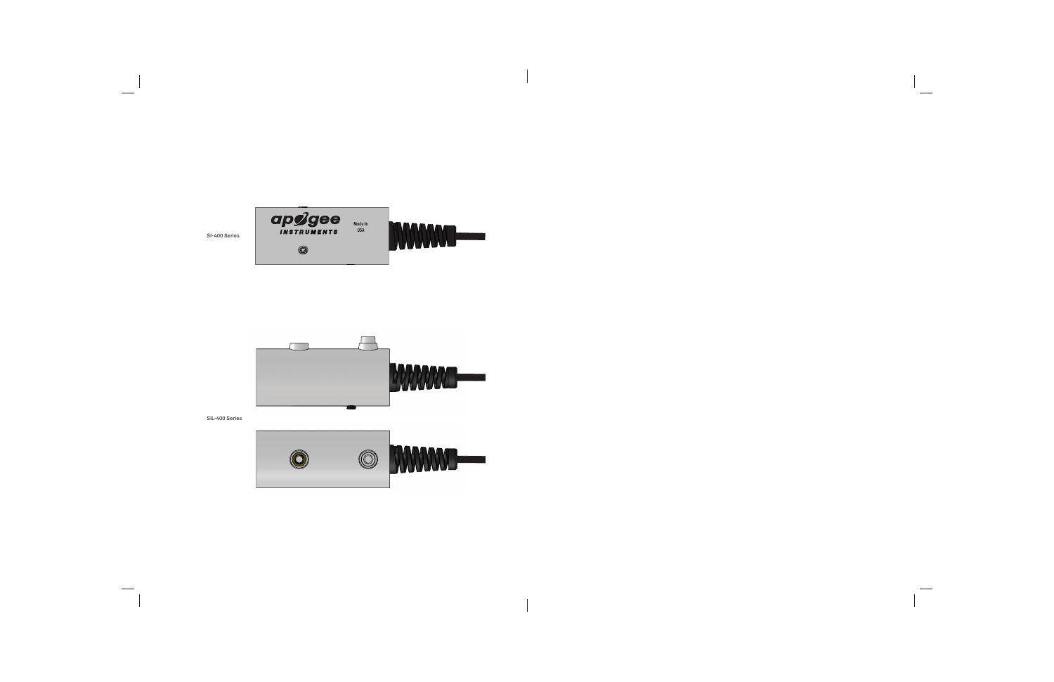SI-400 Series

SIL-400 Series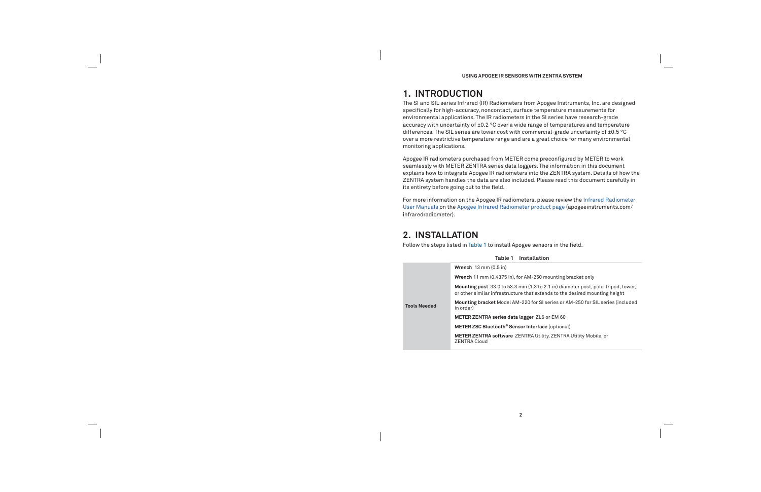# 1. INTRODUCTION

The SI and SIL series Infrared (IR) Radiometers from Apogee Instruments, Inc. are designed specifically for high-accuracy, noncontact, surface temperature measurements for environmental applications. The IR radiometers in the SI series have research-grade accuracy with uncertainty of ±0.2 °C over a wide range of temperatures and temperature differences. The SIL series are lower cost with commercial-grade uncertainty of ±0.5 °C over a more restrictive temperature range and are a great choice for many environmental monitoring applications.

Apogee IR radiometers purchased from METER come preconfigured by METER to work seamlessly with METER ZENTRA series data loggers. The information in this document explains how to integrate Apogee IR radiometers into the ZENTRA system. Details of how the ZENTRA system handles the data are also included. Please read this document carefully in its entirety before going out to the field.

For more information on the Apogee IR radiometers, please review the Infrared Radiometer User Manuals on the Apogee Infrared Radiometer product page (apogeeinstruments.com/infraredradiometer).

# 2. INSTALLATION

Follow the steps listed in Table 1 to install Apogee sensors in the field.

**Table 1 Installation**

| | |
|---|---|
| **Tools Needed** | **Wrench** 13 mm (0.5 in) |
| | **Wrench** 11 mm (0.4375 in), for AM-250 mounting bracket only |
| | **Mounting post** 33.0 to 53.3 mm (1.3 to 2.1 in) diameter post, pole, tripod, tower, or other similar infrastructure that extends to the desired mounting height |
| | **Mounting bracket** Model AM-220 for SI series or AM-250 for SIL series (included in order) |
| | **METER ZENTRA series data logger** ZL6 or EM 60 |
| | **METER ZSC Bluetooth® Sensor Interface** (optional) |
| | **METER ZENTRA software** ZENTRA Utility, ZENTRA Utility Mobile, or ZENTRA Cloud |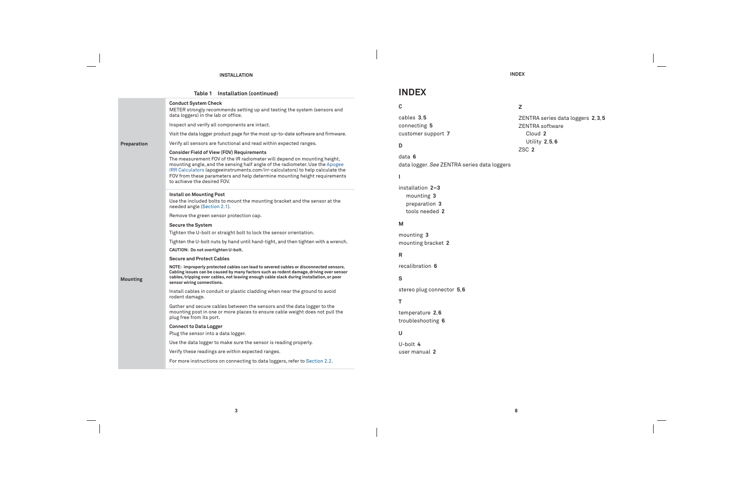Table 1 Installation (continued)

| | |
|---|---|
| Preparation | **Conduct System Check**<br>METER strongly recommends setting up and testing the system (sensors and data loggers) in the lab or office.<br>Inspect and verify all components are intact.<br>Visit the data logger product page for the most up-to-date software and firmware.<br>Verify all sensors are functional and read within expected ranges.<br>**Consider Field of View (FOV) Requirements**<br>The measurement FOV of the IR radiometer will depend on mounting height, mounting angle, and the sensing half angle of the radiometer. Use the Apogee IRR Calculators (apogeeinstruments.com/irr-calculators) to help calculate the FOV from these parameters and help determine mounting height requirements to achieve the desired FOV. |
| Mounting | **Install on Mounting Post**<br>Use the included bolts to mount the mounting bracket and the sensor at the needed angle (Section 2.1).<br>Remove the green sensor protection cap.<br>**Secure the System**<br>Tighten the U-bolt or straight bolt to lock the sensor orientation.<br>Tighten the U-bolt nuts by hand until hand-tight, and then tighten with a wrench.<br>**CAUTION: Do not overtighten U-bolt.**<br>**Secure and Protect Cables**<br>**NOTE: Improperly protected cables can lead to severed cables or disconnected sensors. Cabling issues can be caused by many factors such as rodent damage, driving over sensor cables, tripping over cables, not leaving enough cable slack during installation, or poor sensor wiring connections.**<br>Install cables in conduit or plastic cladding when near the ground to avoid rodent damage.<br>Gather and secure cables between the sensors and the data logger to the mounting post in one or more places to ensure cable weight does not pull the plug free from its port.<br>**Connect to Data Logger**<br>Plug the sensor into a data logger.<br>Use the data logger to make sure the sensor is reading properly.<br>Verify these readings are within expected ranges.<br>For more instructions on connecting to data loggers, refer to Section 2.2. |

# INDEX

**C**

cables **3**, **5**
connecting **5**
customer support **7**

**D**

data **6**
data logger. *See* ZENTRA series data loggers

**I**

installation **2–3**
- mounting **3**
- preparation **3**
- tools needed **2**

**M**

mounting **3**
mounting bracket **2**

**R**

recalibration **6**

**S**

stereo plug connector **5**, **6**

**T**

temperature **2**, **6**
troubleshooting **6**

**U**

U-bolt **4**
user manual **2**

**Z**

ZENTRA series data loggers **2**, **3**, **5**
ZENTRA software
- Cloud **2**
- Utility **2**, **5**, **6**

ZSC **2**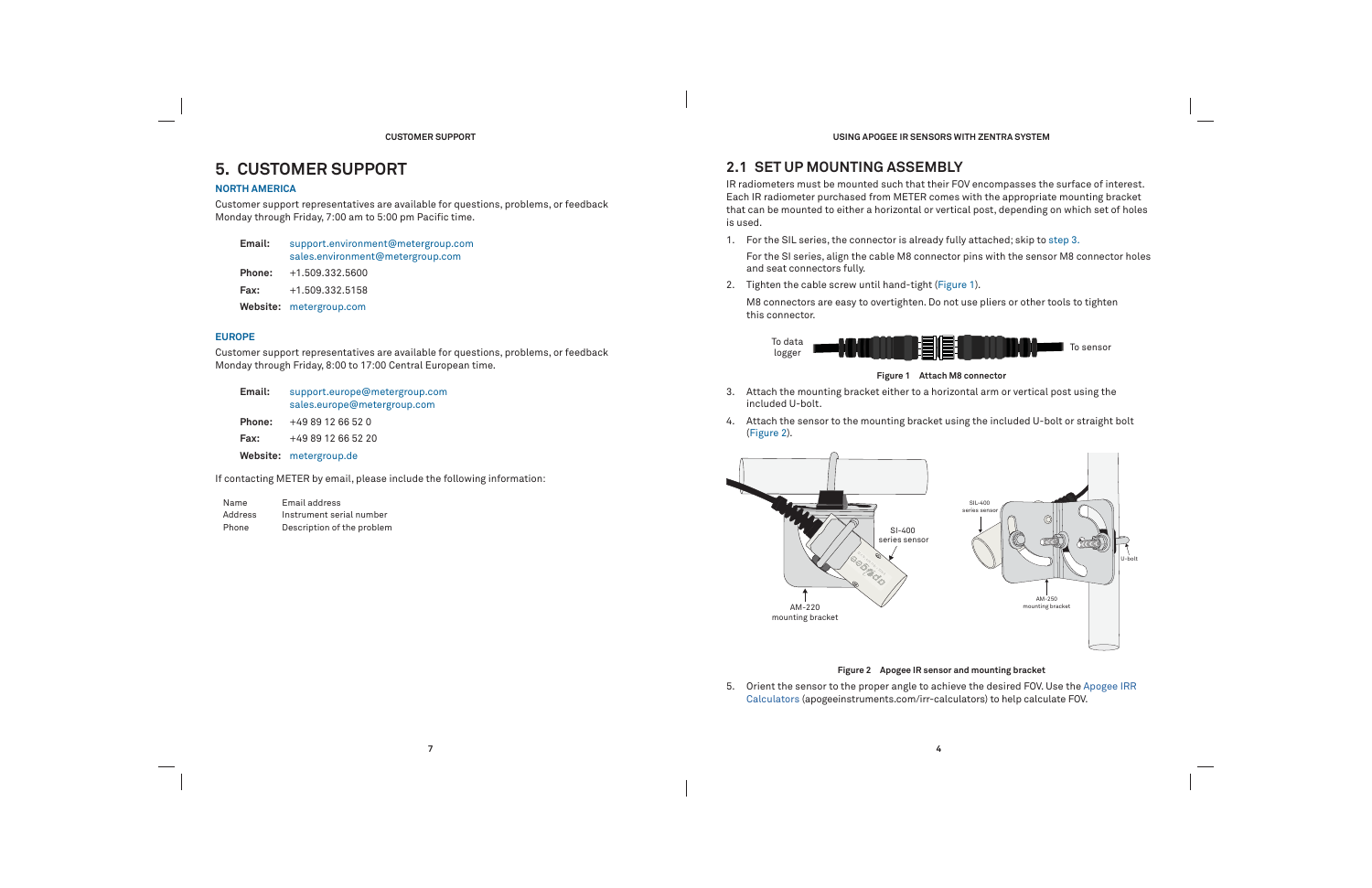# 5. CUSTOMER SUPPORT

### NORTH AMERICA

Customer support representatives are available for questions, problems, or feedback Monday through Friday, 7:00 am to 5:00 pm Pacific time.

| | |
|---|---|
| **Email:** | support.environment@metergroup.com<br>sales.environment@metergroup.com |
| **Phone:** | +1.509.332.5600 |
| **Fax:** | +1.509.332.5158 |
| **Website:** | metergroup.com |

### EUROPE

Customer support representatives are available for questions, problems, or feedback Monday through Friday, 8:00 to 17:00 Central European time.

| | |
|---|---|
| **Email:** | support.europe@metergroup.com<br>sales.europe@metergroup.com |
| **Phone:** | +49 89 12 66 52 0 |
| **Fax:** | +49 89 12 66 52 20 |
| **Website:** | metergroup.de |

If contacting METER by email, please include the following information:

| | |
|---|---|
| Name | Email address |
| Address | Instrument serial number |
| Phone | Description of the problem |

## 2.1 SET UP MOUNTING ASSEMBLY

IR radiometers must be mounted such that their FOV encompasses the surface of interest. Each IR radiometer purchased from METER comes with the appropriate mounting bracket that can be mounted to either a horizontal or vertical post, depending on which set of holes is used.

1. For the SIL series, the connector is already fully attached; skip to step 3.

   For the SI series, align the cable M8 connector pins with the sensor M8 connector holes and seat connectors fully.

2. Tighten the cable screw until hand-tight (Figure 1).

   M8 connectors are easy to overtighten. Do not use pliers or other tools to tighten this connector.

To data logger — To sensor

**Figure 1 Attach M8 connector**

3. Attach the mounting bracket either to a horizontal arm or vertical post using the included U-bolt.

4. Attach the sensor to the mounting bracket using the included U-bolt or straight bolt (Figure 2).

SI-400 series sensor; AM-220 mounting bracket; SIL-400 series sensor; U-bolt; AM-250 mounting bracket

**Figure 2 Apogee IR sensor and mounting bracket**

5. Orient the sensor to the proper angle to achieve the desired FOV. Use the Apogee IRR Calculators (apogeeinstruments.com/irr-calculators) to help calculate FOV.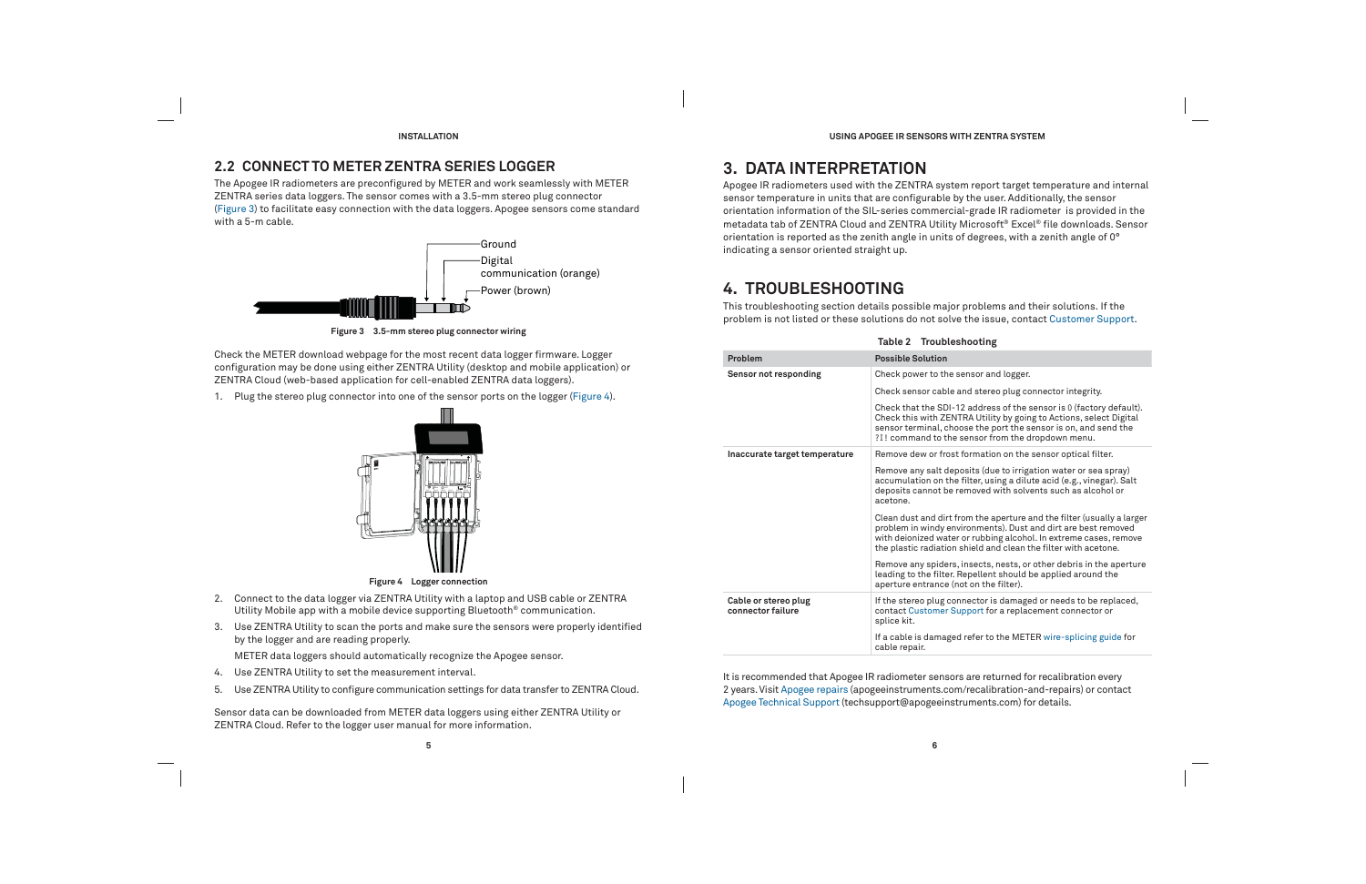## 2.2 CONNECT TO METER ZENTRA SERIES LOGGER

The Apogee IR radiometers are preconfigured by METER and work seamlessly with METER ZENTRA series data loggers. The sensor comes with a 3.5-mm stereo plug connector (Figure 3) to facilitate easy connection with the data loggers. Apogee sensors come standard with a 5-m cable.

Ground

Digital communication (orange)

Power (brown)

**Figure 3 3.5-mm stereo plug connector wiring**

Check the METER download webpage for the most recent data logger firmware. Logger configuration may be done using either ZENTRA Utility (desktop and mobile application) or ZENTRA Cloud (web-based application for cell-enabled ZENTRA data loggers).

1. Plug the stereo plug connector into one of the sensor ports on the logger (Figure 4).

**Figure 4 Logger connection**

2. Connect to the data logger via ZENTRA Utility with a laptop and USB cable or ZENTRA Utility Mobile app with a mobile device supporting Bluetooth® communication.
3. Use ZENTRA Utility to scan the ports and make sure the sensors were properly identified by the logger and are reading properly.

   METER data loggers should automatically recognize the Apogee sensor.
4. Use ZENTRA Utility to set the measurement interval.
5. Use ZENTRA Utility to configure communication settings for data transfer to ZENTRA Cloud.

Sensor data can be downloaded from METER data loggers using either ZENTRA Utility or ZENTRA Cloud. Refer to the logger user manual for more information.

# 3. DATA INTERPRETATION

Apogee IR radiometers used with the ZENTRA system report target temperature and internal sensor temperature in units that are configurable by the user. Additionally, the sensor orientation information of the SIL-series commercial-grade IR radiometer is provided in the metadata tab of ZENTRA Cloud and ZENTRA Utility Microsoft® Excel® file downloads. Sensor orientation is reported as the zenith angle in units of degrees, with a zenith angle of 0° indicating a sensor oriented straight up.

# 4. TROUBLESHOOTING

This troubleshooting section details possible major problems and their solutions. If the problem is not listed or these solutions do not solve the issue, contact Customer Support.

**Table 2 Troubleshooting**

| Problem | Possible Solution |
|---|---|
| **Sensor not responding** | Check power to the sensor and logger. |
| | Check sensor cable and stereo plug connector integrity. |
| | Check that the SDI-12 address of the sensor is 0 (factory default). Check this with ZENTRA Utility by going to Actions, select Digital sensor terminal, choose the port the sensor is on, and send the ?I! command to the sensor from the dropdown menu. |
| **Inaccurate target temperature** | Remove dew or frost formation on the sensor optical filter. |
| | Remove any salt deposits (due to irrigation water or sea spray) accumulation on the filter, using a dilute acid (e.g., vinegar). Salt deposits cannot be removed with solvents such as alcohol or acetone. |
| | Clean dust and dirt from the aperture and the filter (usually a larger problem in windy environments). Dust and dirt are best removed with deionized water or rubbing alcohol. In extreme cases, remove the plastic radiation shield and clean the filter with acetone. |
| | Remove any spiders, insects, nests, or other debris in the aperture leading to the filter. Repellent should be applied around the aperture entrance (not on the filter). |
| **Cable or stereo plug connector failure** | If the stereo plug connector is damaged or needs to be replaced, contact Customer Support for a replacement connector or splice kit. |
| | If a cable is damaged refer to the METER wire-splicing guide for cable repair. |

It is recommended that Apogee IR radiometer sensors are returned for recalibration every 2 years. Visit Apogee repairs (apogeeinstruments.com/recalibration-and-repairs) or contact Apogee Technical Support (techsupport@apogeeinstruments.com) for details.